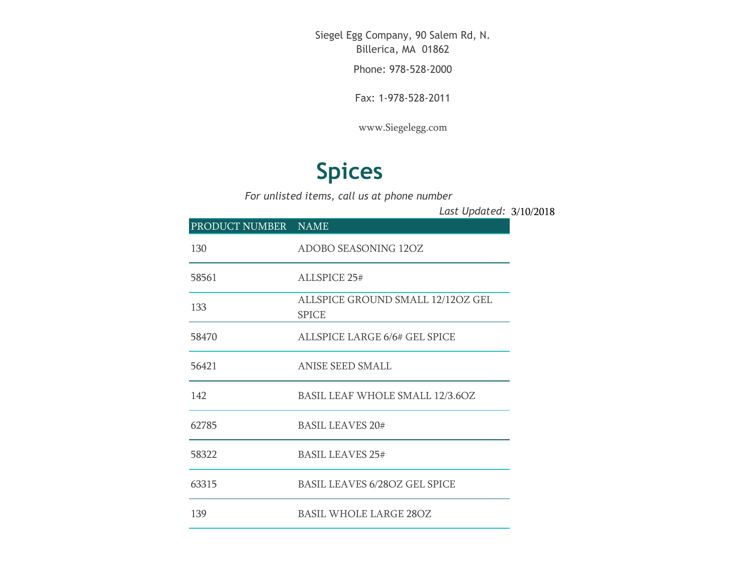Siegel Egg Company, 90 Salem Rd, N. Billerica, MA 01862

Phone: 978-528-2000

Fax: 1-978-528-2011

www.Siegelegg.com

# Spices

*For unlisted items, call us at phone number*

*Last Updated:* 3/10/2018

| PRODUCT NUMBER | NAME |
|---|---|
| 130 | ADOBO SEASONING 12OZ |
| 58561 | ALLSPICE 25# |
| 133 | ALLSPICE GROUND SMALL 12/12OZ GEL SPICE |
| 58470 | ALLSPICE LARGE 6/6# GEL SPICE |
| 56421 | ANISE SEED SMALL |
| 142 | BASIL LEAF WHOLE SMALL 12/3.6OZ |
| 62785 | BASIL LEAVES 20# |
| 58322 | BASIL LEAVES 25# |
| 63315 | BASIL LEAVES 6/28OZ GEL SPICE |
| 139 | BASIL WHOLE LARGE 28OZ |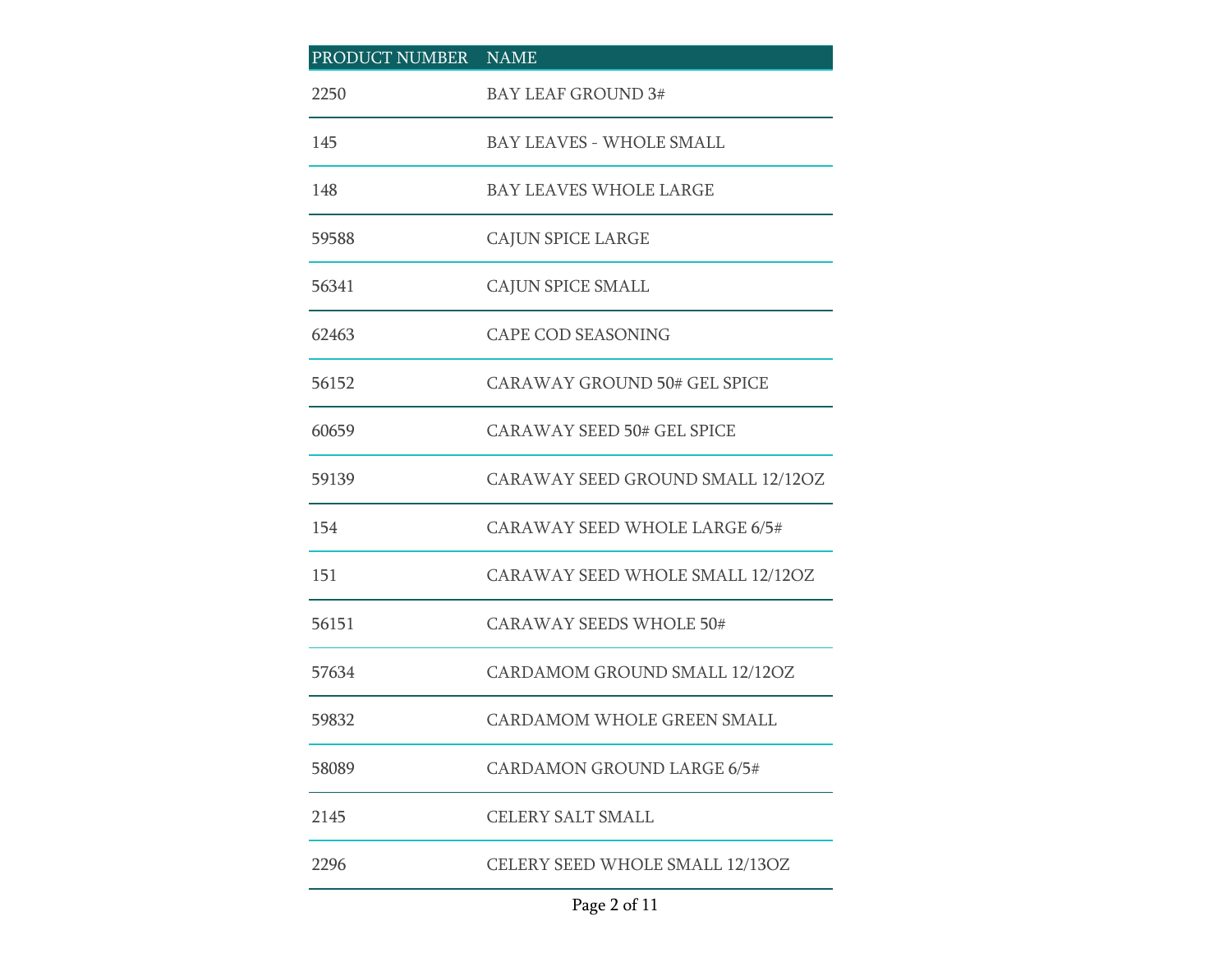| PRODUCT NUMBER | NAME |
| --- | --- |
| 2250 | BAY LEAF GROUND 3# |
| 145 | BAY LEAVES - WHOLE SMALL |
| 148 | BAY LEAVES WHOLE LARGE |
| 59588 | CAJUN SPICE LARGE |
| 56341 | CAJUN SPICE SMALL |
| 62463 | CAPE COD SEASONING |
| 56152 | CARAWAY GROUND 50# GEL SPICE |
| 60659 | CARAWAY SEED 50# GEL SPICE |
| 59139 | CARAWAY SEED GROUND SMALL 12/12OZ |
| 154 | CARAWAY SEED WHOLE LARGE 6/5# |
| 151 | CARAWAY SEED WHOLE SMALL 12/12OZ |
| 56151 | CARAWAY SEEDS WHOLE 50# |
| 57634 | CARDAMOM GROUND SMALL 12/12OZ |
| 59832 | CARDAMOM WHOLE GREEN SMALL |
| 58089 | CARDAMON GROUND LARGE 6/5# |
| 2145 | CELERY SALT SMALL |
| 2296 | CELERY SEED WHOLE SMALL 12/13OZ |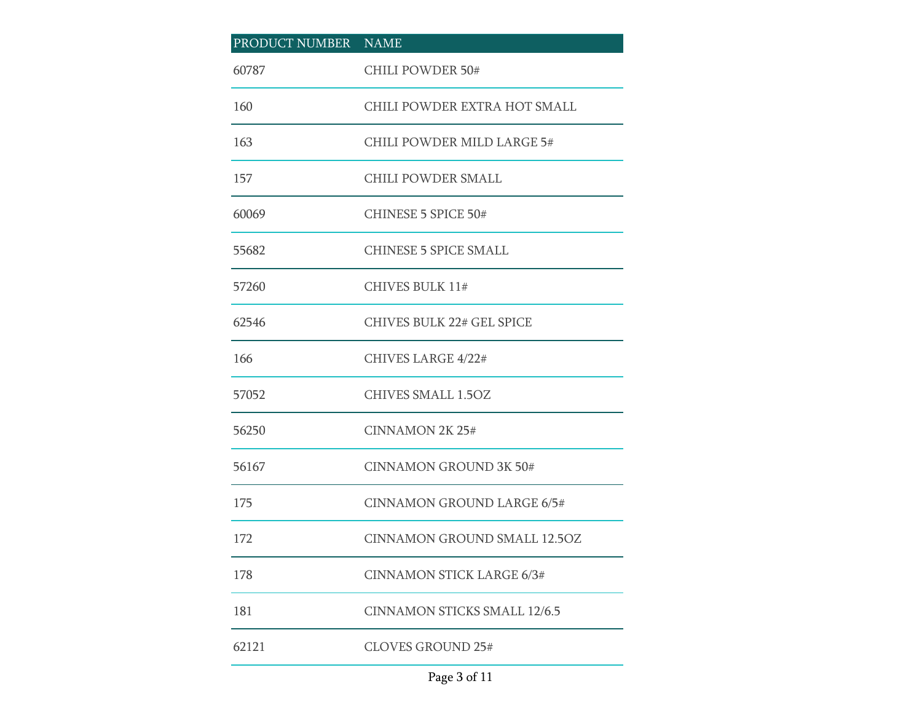| PRODUCT NUMBER | NAME |
| --- | --- |
| 60787 | CHILI POWDER 50# |
| 160 | CHILI POWDER EXTRA HOT SMALL |
| 163 | CHILI POWDER MILD LARGE 5# |
| 157 | CHILI POWDER SMALL |
| 60069 | CHINESE 5 SPICE 50# |
| 55682 | CHINESE 5 SPICE SMALL |
| 57260 | CHIVES BULK 11# |
| 62546 | CHIVES BULK 22# GEL SPICE |
| 166 | CHIVES LARGE 4/22# |
| 57052 | CHIVES SMALL 1.5OZ |
| 56250 | CINNAMON 2K 25# |
| 56167 | CINNAMON GROUND 3K 50# |
| 175 | CINNAMON GROUND LARGE 6/5# |
| 172 | CINNAMON GROUND SMALL 12.5OZ |
| 178 | CINNAMON STICK LARGE 6/3# |
| 181 | CINNAMON STICKS SMALL 12/6.5 |
| 62121 | CLOVES GROUND 25# |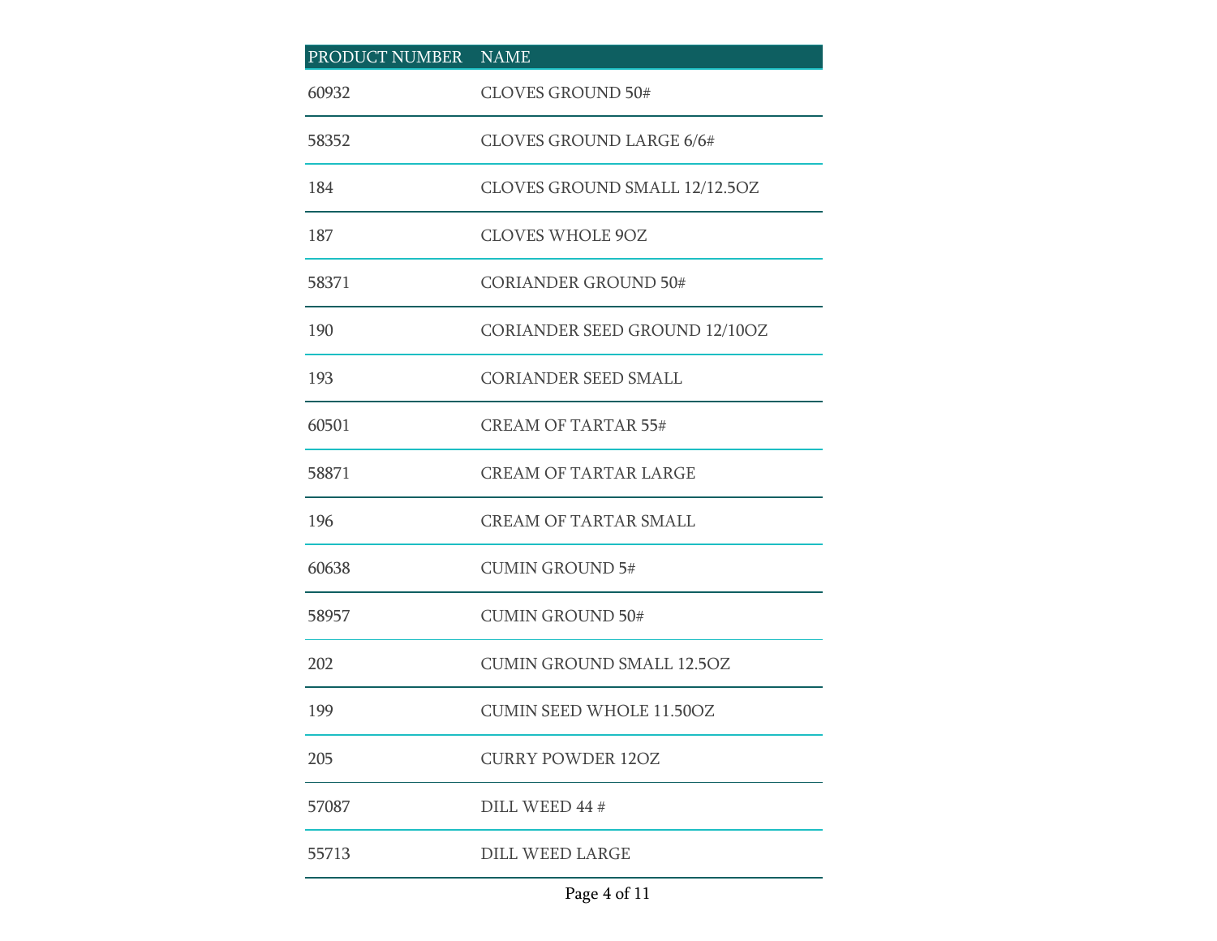| PRODUCT NUMBER | NAME |
| --- | --- |
| 60932 | CLOVES GROUND 50# |
| 58352 | CLOVES GROUND LARGE 6/6# |
| 184 | CLOVES GROUND SMALL 12/12.5OZ |
| 187 | CLOVES WHOLE 9OZ |
| 58371 | CORIANDER GROUND 50# |
| 190 | CORIANDER SEED GROUND 12/10OZ |
| 193 | CORIANDER SEED SMALL |
| 60501 | CREAM OF TARTAR 55# |
| 58871 | CREAM OF TARTAR LARGE |
| 196 | CREAM OF TARTAR SMALL |
| 60638 | CUMIN GROUND 5# |
| 58957 | CUMIN GROUND 50# |
| 202 | CUMIN GROUND SMALL 12.5OZ |
| 199 | CUMIN SEED WHOLE 11.50OZ |
| 205 | CURRY POWDER 12OZ |
| 57087 | DILL WEED 44 # |
| 55713 | DILL WEED LARGE |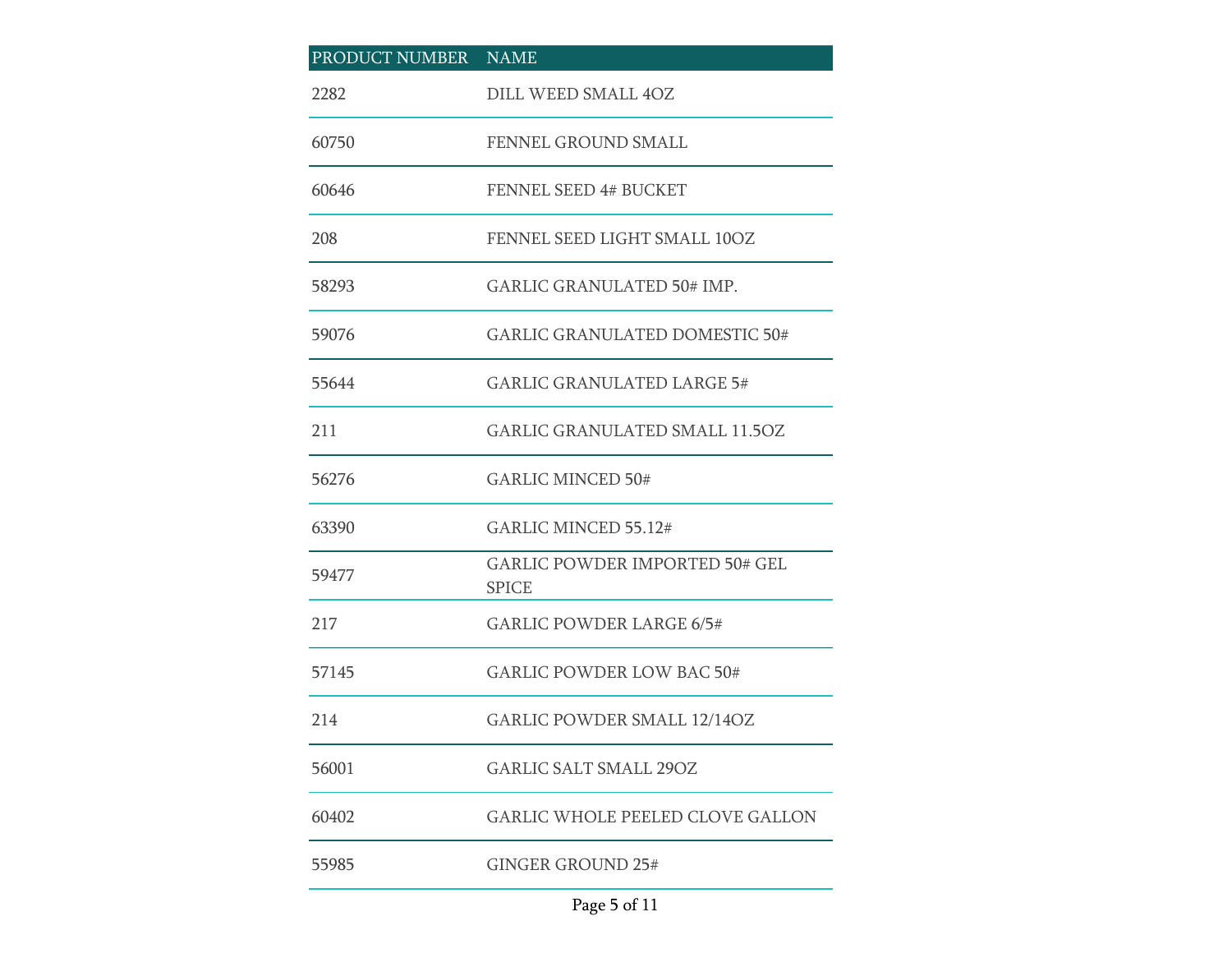| PRODUCT NUMBER | NAME |
| --- | --- |
| 2282 | DILL WEED SMALL 4OZ |
| 60750 | FENNEL GROUND SMALL |
| 60646 | FENNEL SEED 4# BUCKET |
| 208 | FENNEL SEED LIGHT SMALL 10OZ |
| 58293 | GARLIC GRANULATED 50# IMP. |
| 59076 | GARLIC GRANULATED DOMESTIC 50# |
| 55644 | GARLIC GRANULATED LARGE 5# |
| 211 | GARLIC GRANULATED SMALL 11.5OZ |
| 56276 | GARLIC MINCED 50# |
| 63390 | GARLIC MINCED 55.12# |
| 59477 | GARLIC POWDER IMPORTED 50# GEL SPICE |
| 217 | GARLIC POWDER LARGE 6/5# |
| 57145 | GARLIC POWDER LOW BAC 50# |
| 214 | GARLIC POWDER SMALL 12/14OZ |
| 56001 | GARLIC SALT SMALL 29OZ |
| 60402 | GARLIC WHOLE PEELED CLOVE GALLON |
| 55985 | GINGER GROUND 25# |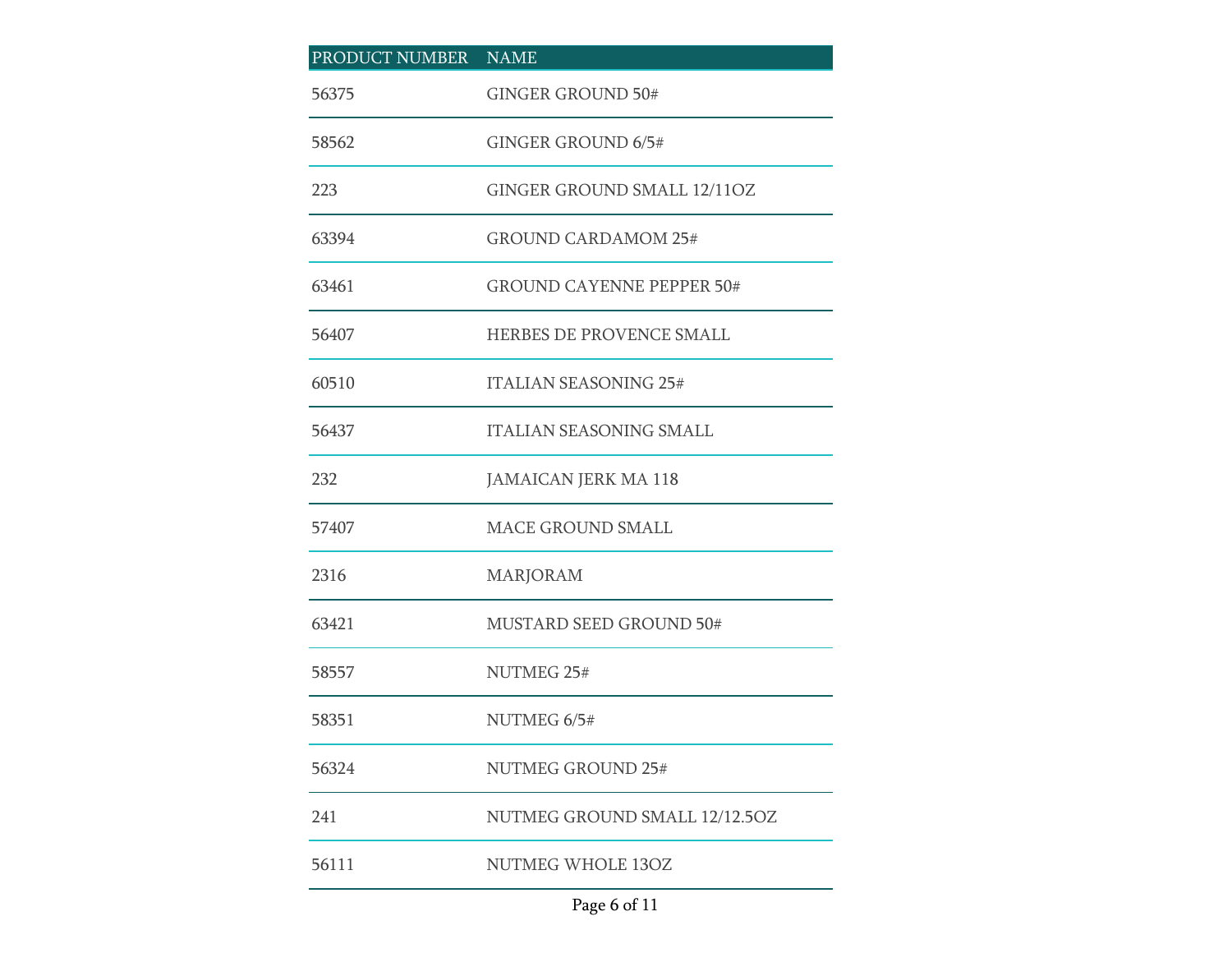| PRODUCT NUMBER | NAME |
| --- | --- |
| 56375 | GINGER GROUND 50# |
| 58562 | GINGER GROUND 6/5# |
| 223 | GINGER GROUND SMALL 12/11OZ |
| 63394 | GROUND CARDAMOM 25# |
| 63461 | GROUND CAYENNE PEPPER 50# |
| 56407 | HERBES DE PROVENCE SMALL |
| 60510 | ITALIAN SEASONING 25# |
| 56437 | ITALIAN SEASONING SMALL |
| 232 | JAMAICAN JERK MA 118 |
| 57407 | MACE GROUND SMALL |
| 2316 | MARJORAM |
| 63421 | MUSTARD SEED GROUND 50# |
| 58557 | NUTMEG 25# |
| 58351 | NUTMEG 6/5# |
| 56324 | NUTMEG GROUND 25# |
| 241 | NUTMEG GROUND SMALL 12/12.5OZ |
| 56111 | NUTMEG WHOLE 13OZ |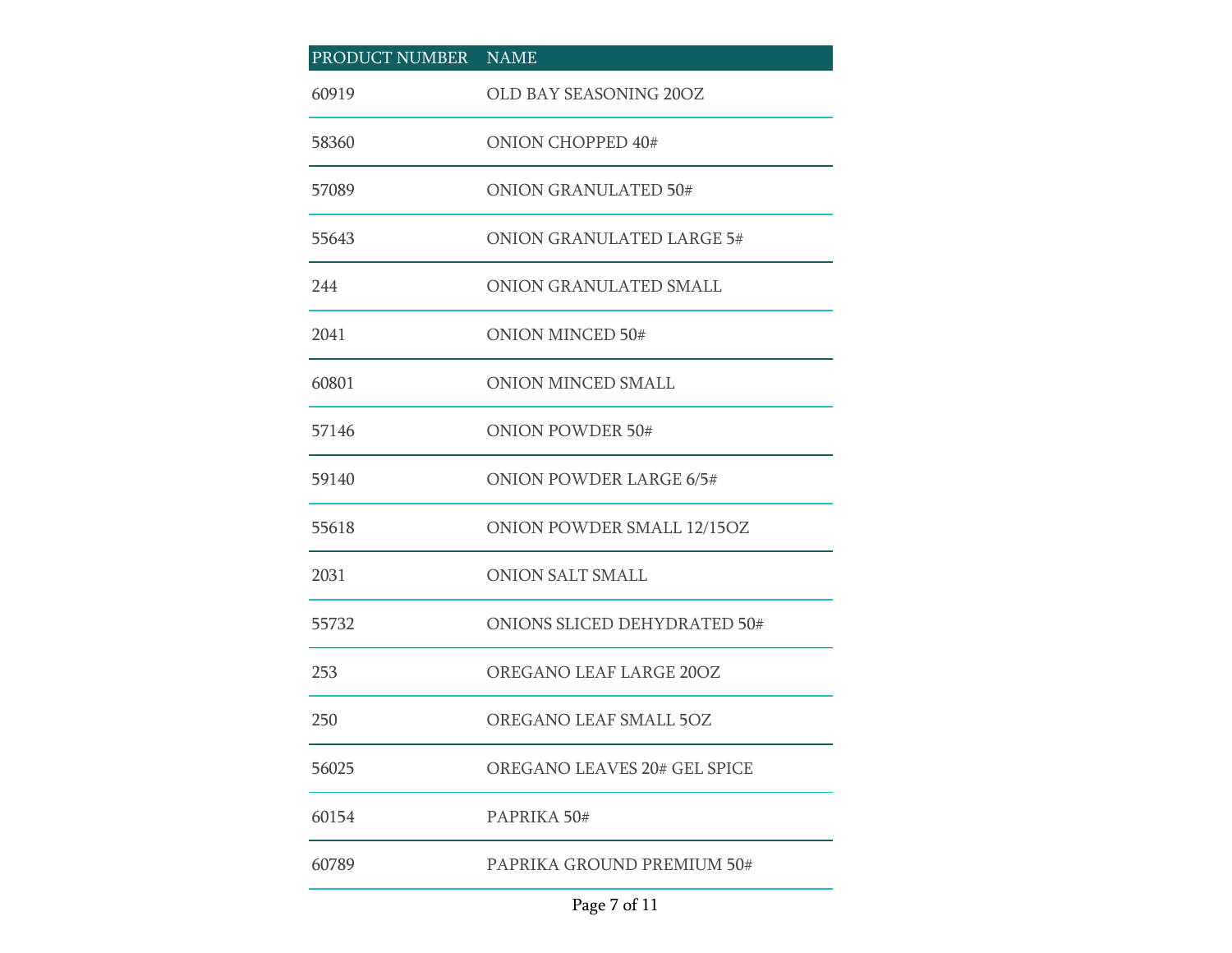| PRODUCT NUMBER | NAME |
| --- | --- |
| 60919 | OLD BAY SEASONING 20OZ |
| 58360 | ONION CHOPPED 40# |
| 57089 | ONION GRANULATED 50# |
| 55643 | ONION GRANULATED LARGE 5# |
| 244 | ONION GRANULATED SMALL |
| 2041 | ONION MINCED 50# |
| 60801 | ONION MINCED SMALL |
| 57146 | ONION POWDER 50# |
| 59140 | ONION POWDER LARGE 6/5# |
| 55618 | ONION POWDER SMALL 12/15OZ |
| 2031 | ONION SALT SMALL |
| 55732 | ONIONS SLICED DEHYDRATED 50# |
| 253 | OREGANO LEAF LARGE 20OZ |
| 250 | OREGANO LEAF SMALL 5OZ |
| 56025 | OREGANO LEAVES 20# GEL SPICE |
| 60154 | PAPRIKA 50# |
| 60789 | PAPRIKA GROUND PREMIUM 50# |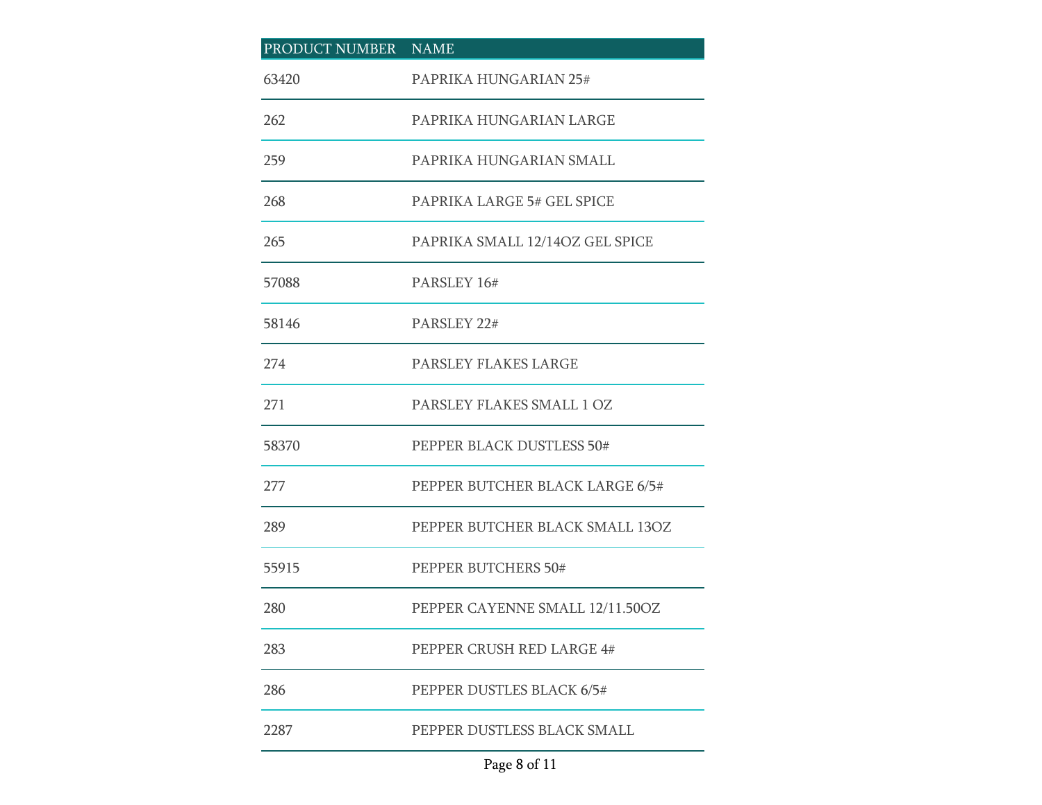| PRODUCT NUMBER | NAME |
|---|---|
| 63420 | PAPRIKA HUNGARIAN 25# |
| 262 | PAPRIKA HUNGARIAN LARGE |
| 259 | PAPRIKA HUNGARIAN SMALL |
| 268 | PAPRIKA LARGE 5# GEL SPICE |
| 265 | PAPRIKA SMALL 12/14OZ GEL SPICE |
| 57088 | PARSLEY 16# |
| 58146 | PARSLEY 22# |
| 274 | PARSLEY FLAKES LARGE |
| 271 | PARSLEY FLAKES SMALL 1 OZ |
| 58370 | PEPPER BLACK DUSTLESS 50# |
| 277 | PEPPER BUTCHER BLACK LARGE 6/5# |
| 289 | PEPPER BUTCHER BLACK SMALL 13OZ |
| 55915 | PEPPER BUTCHERS 50# |
| 280 | PEPPER CAYENNE SMALL 12/11.50OZ |
| 283 | PEPPER CRUSH RED LARGE 4# |
| 286 | PEPPER DUSTLES BLACK 6/5# |
| 2287 | PEPPER DUSTLESS BLACK SMALL |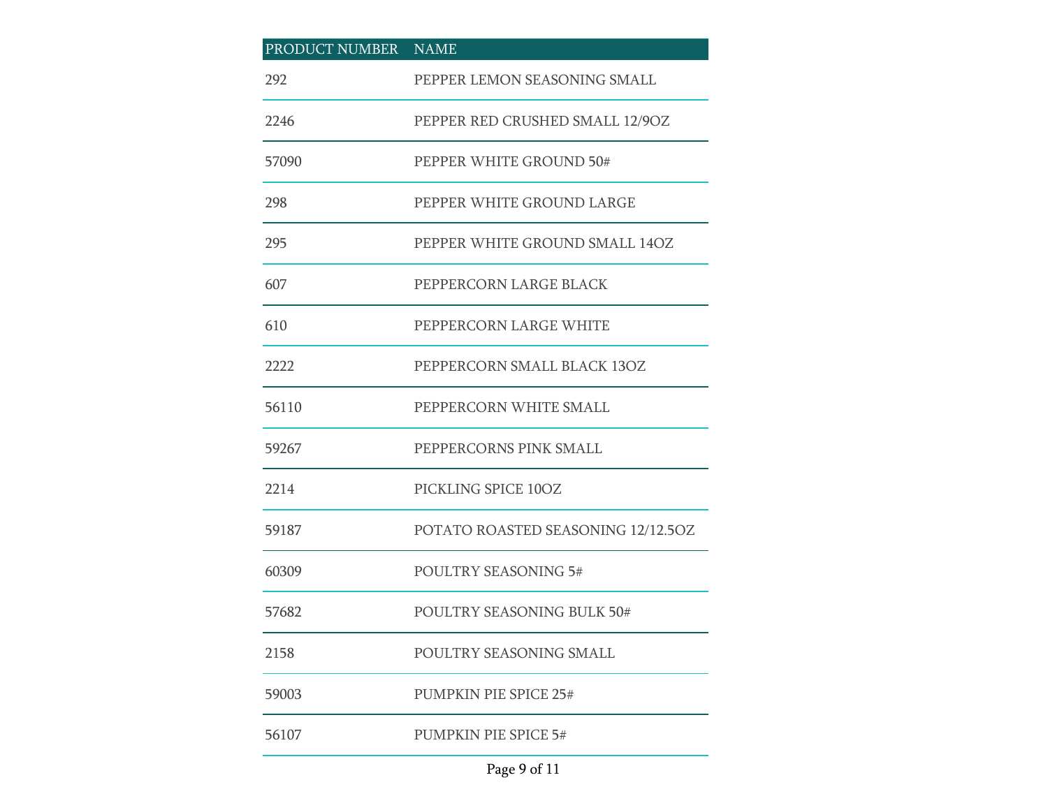| PRODUCT NUMBER | NAME |
| --- | --- |
| 292 | PEPPER LEMON SEASONING SMALL |
| 2246 | PEPPER RED CRUSHED SMALL 12/9OZ |
| 57090 | PEPPER WHITE GROUND 50# |
| 298 | PEPPER WHITE GROUND LARGE |
| 295 | PEPPER WHITE GROUND SMALL 14OZ |
| 607 | PEPPERCORN LARGE BLACK |
| 610 | PEPPERCORN LARGE WHITE |
| 2222 | PEPPERCORN SMALL BLACK 13OZ |
| 56110 | PEPPERCORN WHITE SMALL |
| 59267 | PEPPERCORNS PINK SMALL |
| 2214 | PICKLING SPICE 10OZ |
| 59187 | POTATO ROASTED SEASONING 12/12.5OZ |
| 60309 | POULTRY SEASONING 5# |
| 57682 | POULTRY SEASONING BULK 50# |
| 2158 | POULTRY SEASONING SMALL |
| 59003 | PUMPKIN PIE SPICE 25# |
| 56107 | PUMPKIN PIE SPICE 5# |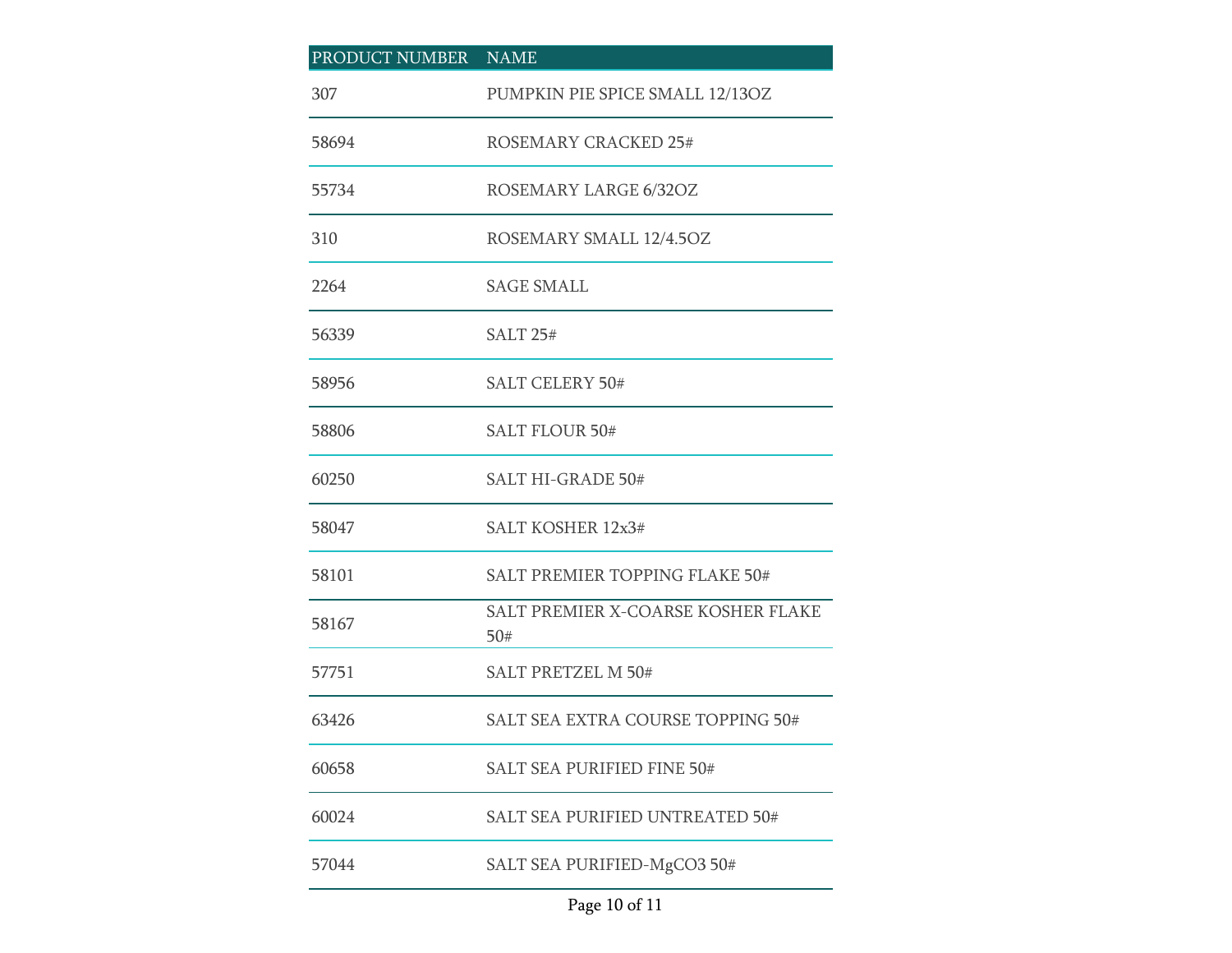| PRODUCT NUMBER | NAME |
| --- | --- |
| 307 | PUMPKIN PIE SPICE SMALL 12/13OZ |
| 58694 | ROSEMARY CRACKED 25# |
| 55734 | ROSEMARY LARGE 6/32OZ |
| 310 | ROSEMARY SMALL 12/4.5OZ |
| 2264 | SAGE SMALL |
| 56339 | SALT 25# |
| 58956 | SALT CELERY 50# |
| 58806 | SALT FLOUR 50# |
| 60250 | SALT HI-GRADE 50# |
| 58047 | SALT KOSHER 12x3# |
| 58101 | SALT PREMIER TOPPING FLAKE 50# |
| 58167 | SALT PREMIER X-COARSE KOSHER FLAKE 50# |
| 57751 | SALT PRETZEL M 50# |
| 63426 | SALT SEA EXTRA COURSE TOPPING 50# |
| 60658 | SALT SEA PURIFIED FINE 50# |
| 60024 | SALT SEA PURIFIED UNTREATED 50# |
| 57044 | SALT SEA PURIFIED-MgCO3 50# |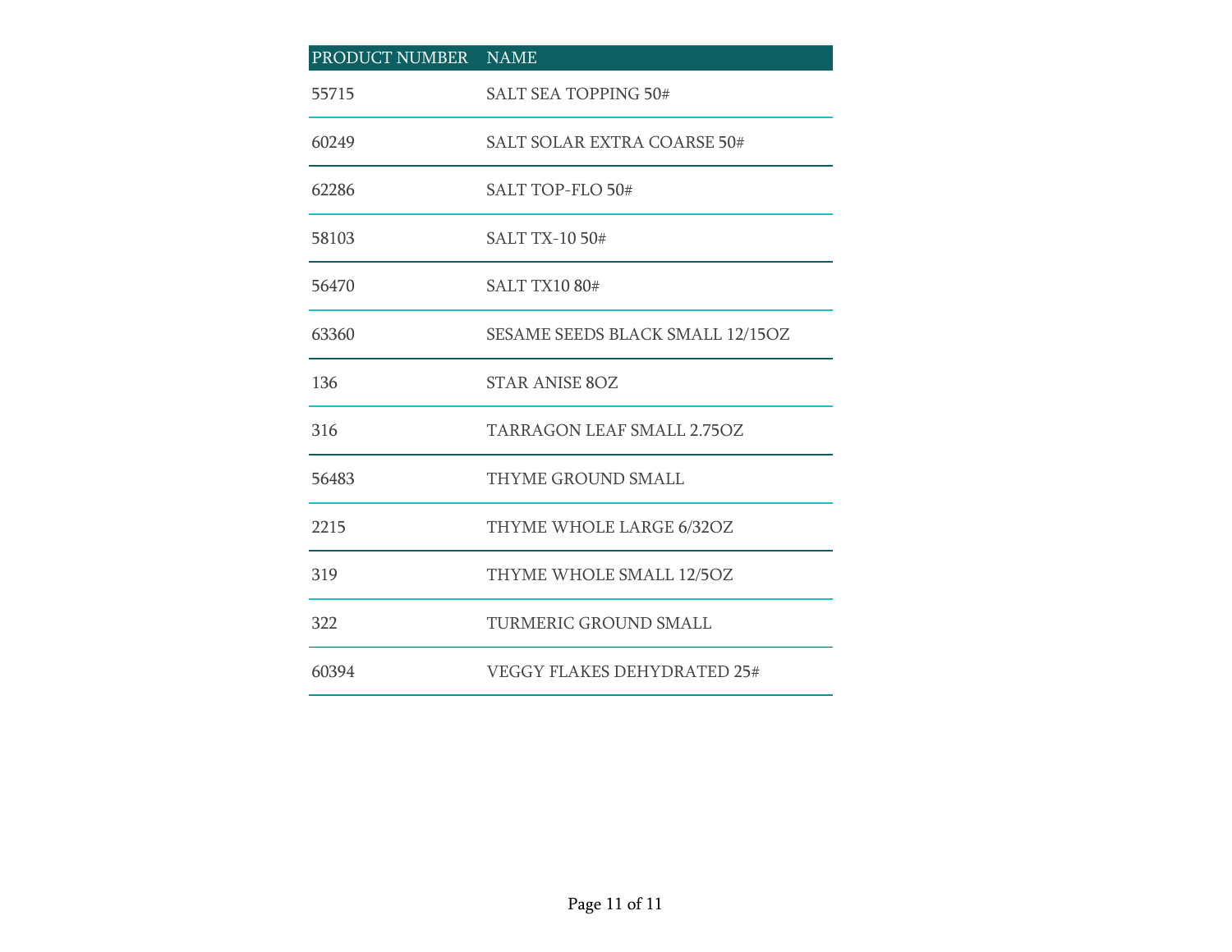| PRODUCT NUMBER | NAME |
|---|---|
| 55715 | SALT SEA TOPPING 50# |
| 60249 | SALT SOLAR EXTRA COARSE 50# |
| 62286 | SALT TOP-FLO 50# |
| 58103 | SALT TX-10 50# |
| 56470 | SALT TX10 80# |
| 63360 | SESAME SEEDS BLACK SMALL 12/15OZ |
| 136 | STAR ANISE 8OZ |
| 316 | TARRAGON LEAF SMALL 2.75OZ |
| 56483 | THYME GROUND SMALL |
| 2215 | THYME WHOLE LARGE 6/32OZ |
| 319 | THYME WHOLE SMALL 12/5OZ |
| 322 | TURMERIC GROUND SMALL |
| 60394 | VEGGY FLAKES DEHYDRATED 25# |